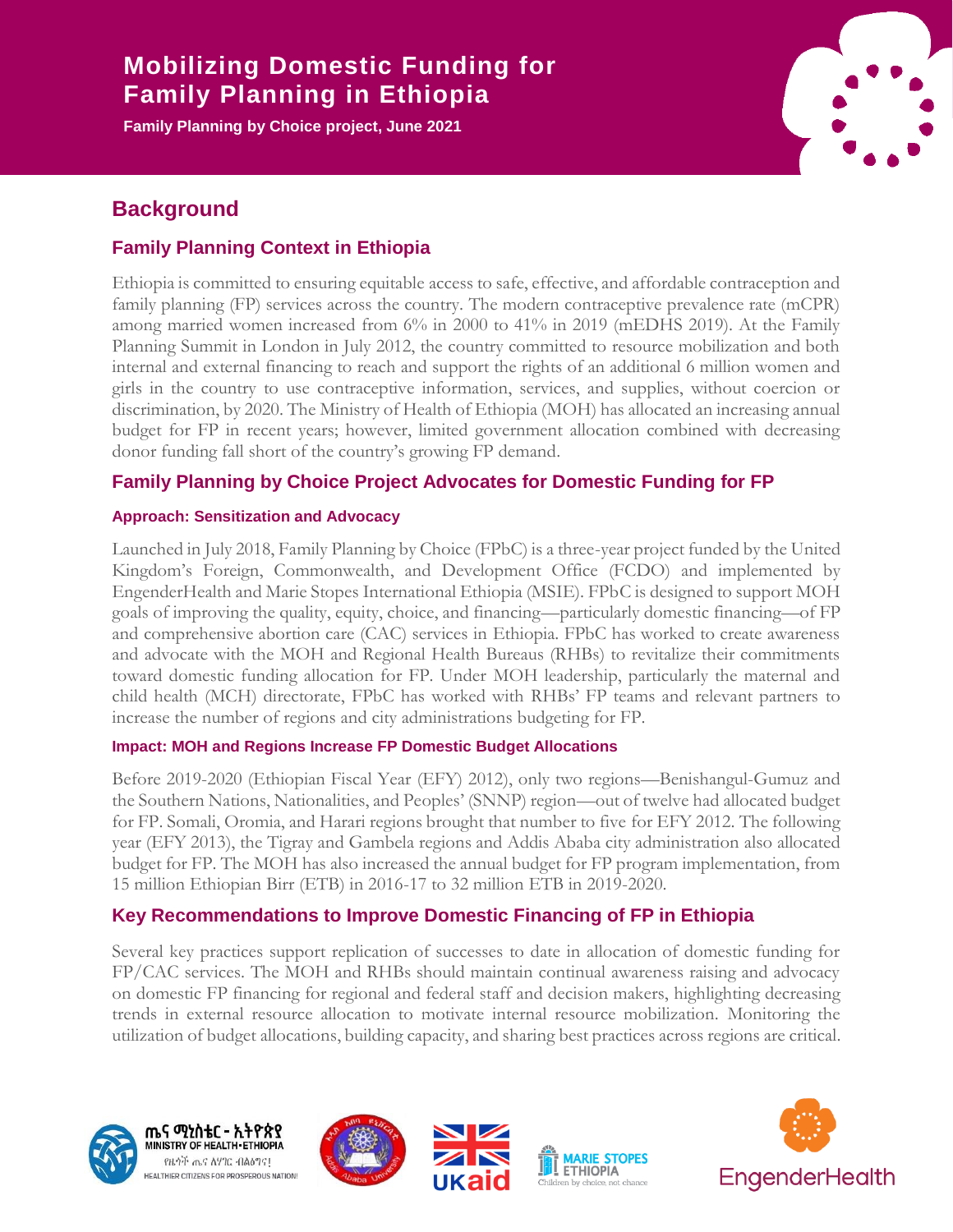# Mobilizing Domestic Funding for Family Planning in Ethiopia

**Family Planning by Choice project, June 2021**

## Background

### Family Planning Context in Ethiopia

Ethiopia is committed to ensuring equitable access to safe, effective, and affordable contraception and family planning (FP) services across the country. The modern contraceptive prevalence rate (mCPR) among married women increased from 6% in 2000 to 41% in 2019 (mEDHS 2019). At the Family Planning Summit in London in July 2012, the country committed to resource mobilization and both internal and external financing to reach and support the rights of an additional 6 million women and girls in the country to use contraceptive information, services, and supplies, without coercion or discrimination, by 2020. The Ministry of Health of Ethiopia (MOH) has allocated an increasing annual budget for FP in recent years; however, limited government allocation combined with decreasing donor funding fall short of the country's growing FP demand.

### Family Planning by Choice Project Advocates for Domestic Funding for FP

#### Approach: Sensitization and Advocacy

Launched in July 2018, Family Planning by Choice (FPbC) is a three-year project funded by the United Kingdom's Foreign, Commonwealth, and Development Office (FCDO) and implemented by EngenderHealth and Marie Stopes International Ethiopia (MSIE). FPbC is designed to support MOH goals of improving the quality, equity, choice, and financing—particularly domestic financing—of FP and comprehensive abortion care (CAC) services in Ethiopia. FPbC has worked to create awareness and advocate with the MOH and Regional Health Bureaus (RHBs) to revitalize their commitments toward domestic funding allocation for FP. Under MOH leadership, particularly the maternal and child health (MCH) directorate, FPbC has worked with RHBs' FP teams and relevant partners to increase the number of regions and city administrations budgeting for FP.

#### Impact: MOH and Regions Increase FP Domestic Budget Allocations

Before 2019-2020 (Ethiopian Fiscal Year (EFY) 2012), only two regions—Benishangul-Gumuz and the Southern Nations, Nationalities, and Peoples' (SNNP) region—out of twelve had allocated budget for FP. Somali, Oromia, and Harari regions brought that number to five for EFY 2012. The following year (EFY 2013), the Tigray and Gambela regions and Addis Ababa city administration also allocated budget for FP. The MOH has also increased the annual budget for FP program implementation, from 15 million Ethiopian Birr (ETB) in 2016-17 to 32 million ETB in 2019-2020.

### Key Recommendations to Improve Domestic Financing of FP in Ethiopia

Several key practices support replication of successes to date in allocation of domestic funding for FP/CAC services. The MOH and RHBs should maintain continual awareness raising and advocacy on domestic FP financing for regional and federal staff and decision makers, highlighting decreasing trends in external resource allocation to motivate internal resource mobilization. Monitoring the utilization of budget allocations, building capacity, and sharing best practices across regions are critical.

ጤና ሚኒስቴር - ኢትዮጵያ
MINISTRY OF HEALTH-ETHIOPIA
HEALTHIER CITIZENS FOR PROSPEROUS NATION!

UKaid

MARIE STOPES ETHIOPIA
Children by choice, not chance

EngenderHealth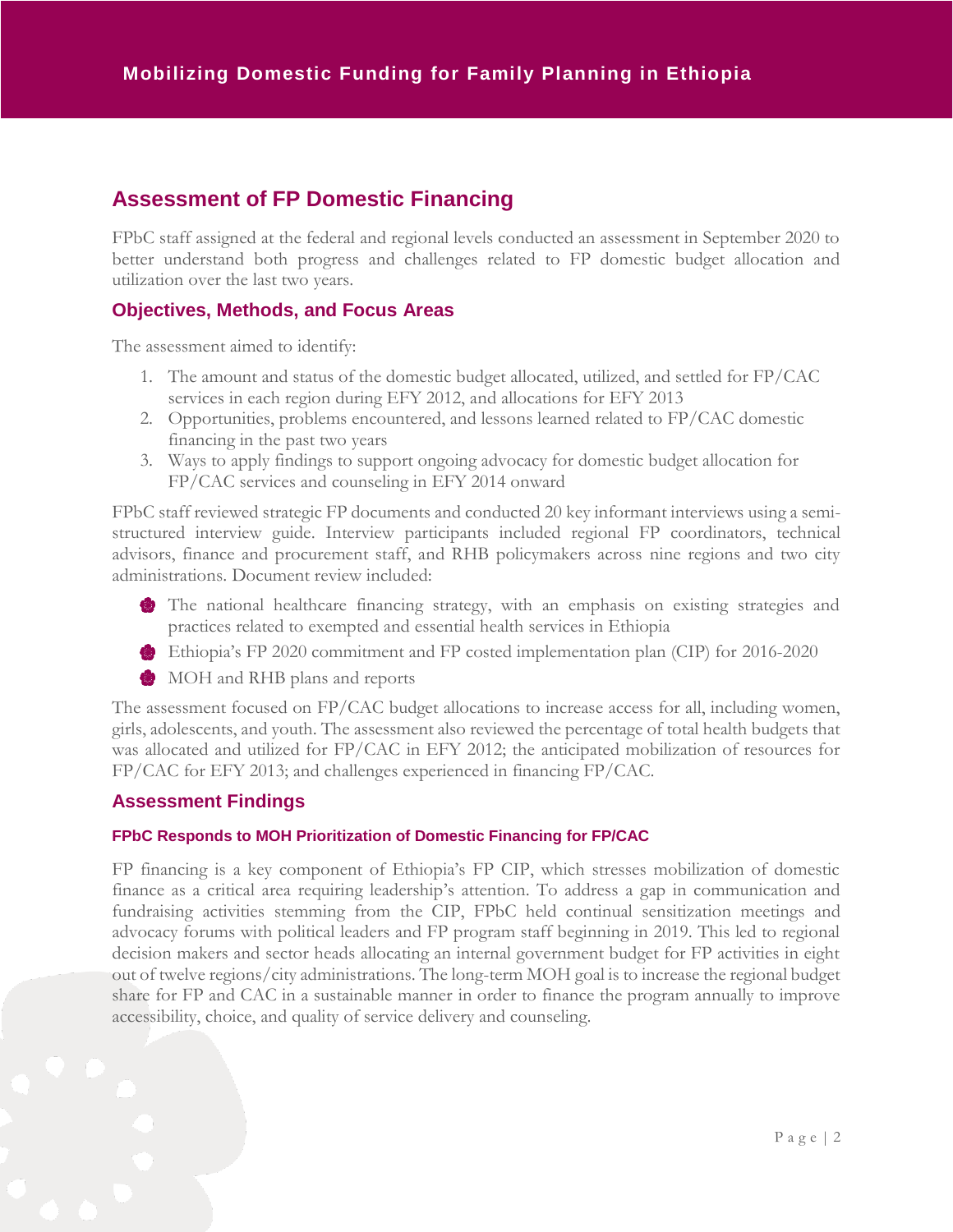## Assessment of FP Domestic Financing

FPbC staff assigned at the federal and regional levels conducted an assessment in September 2020 to better understand both progress and challenges related to FP domestic budget allocation and utilization over the last two years.

### Objectives, Methods, and Focus Areas

The assessment aimed to identify:

1. The amount and status of the domestic budget allocated, utilized, and settled for FP/CAC services in each region during EFY 2012, and allocations for EFY 2013
2. Opportunities, problems encountered, and lessons learned related to FP/CAC domestic financing in the past two years
3. Ways to apply findings to support ongoing advocacy for domestic budget allocation for FP/CAC services and counseling in EFY 2014 onward

FPbC staff reviewed strategic FP documents and conducted 20 key informant interviews using a semi-structured interview guide. Interview participants included regional FP coordinators, technical advisors, finance and procurement staff, and RHB policymakers across nine regions and two city administrations. Document review included:

- The national healthcare financing strategy, with an emphasis on existing strategies and practices related to exempted and essential health services in Ethiopia
- Ethiopia's FP 2020 commitment and FP costed implementation plan (CIP) for 2016-2020
- MOH and RHB plans and reports

The assessment focused on FP/CAC budget allocations to increase access for all, including women, girls, adolescents, and youth. The assessment also reviewed the percentage of total health budgets that was allocated and utilized for FP/CAC in EFY 2012; the anticipated mobilization of resources for FP/CAC for EFY 2013; and challenges experienced in financing FP/CAC.

### Assessment Findings

#### FPbC Responds to MOH Prioritization of Domestic Financing for FP/CAC

FP financing is a key component of Ethiopia's FP CIP, which stresses mobilization of domestic finance as a critical area requiring leadership's attention. To address a gap in communication and fundraising activities stemming from the CIP, FPbC held continual sensitization meetings and advocacy forums with political leaders and FP program staff beginning in 2019. This led to regional decision makers and sector heads allocating an internal government budget for FP activities in eight out of twelve regions/city administrations. The long-term MOH goal is to increase the regional budget share for FP and CAC in a sustainable manner in order to finance the program annually to improve accessibility, choice, and quality of service delivery and counseling.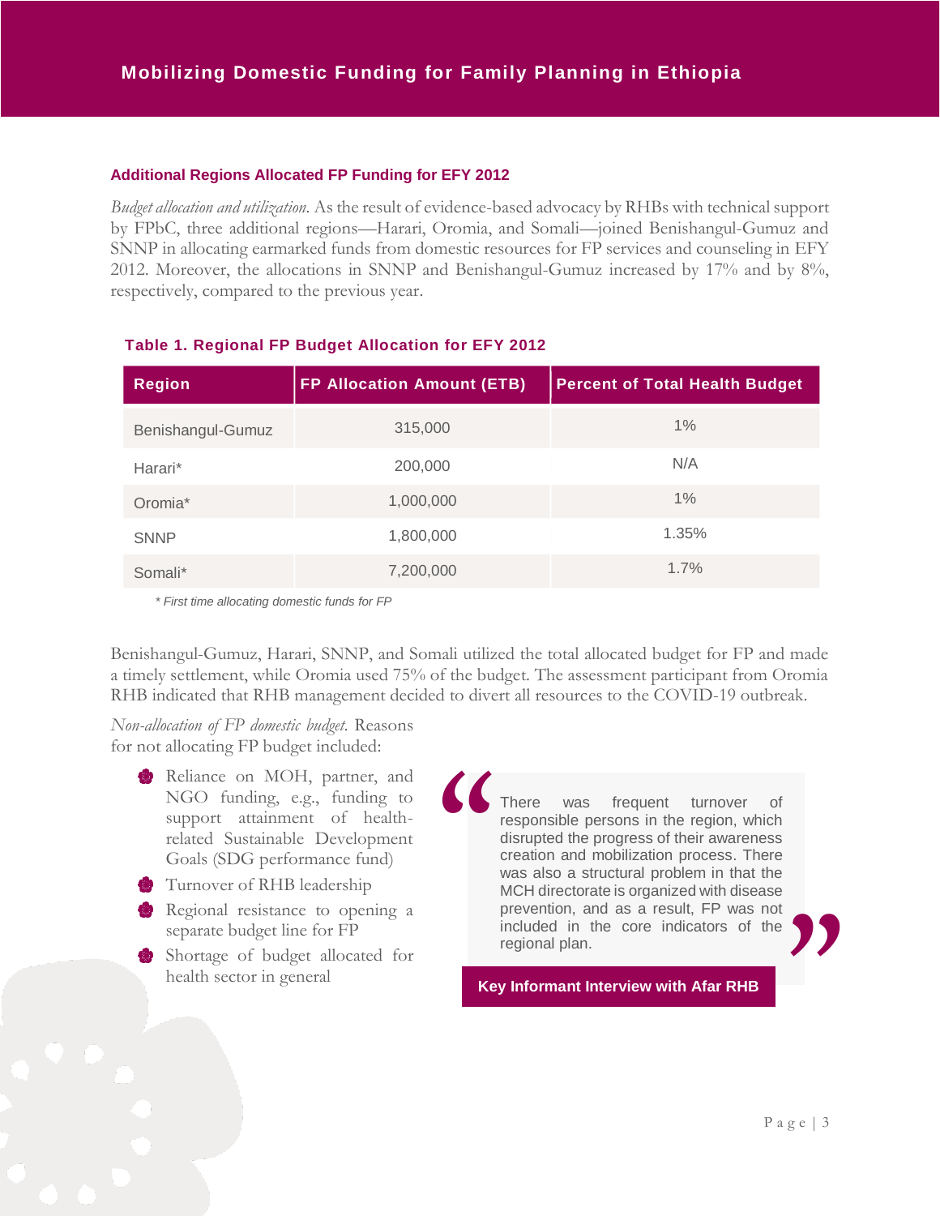### Additional Regions Allocated FP Funding for EFY 2012

*Budget allocation and utilization.* As the result of evidence-based advocacy by RHBs with technical support by FPbC, three additional regions—Harari, Oromia, and Somali—joined Benishangul-Gumuz and SNNP in allocating earmarked funds from domestic resources for FP services and counseling in EFY 2012. Moreover, the allocations in SNNP and Benishangul-Gumuz increased by 17% and by 8%, respectively, compared to the previous year.

**Table 1. Regional FP Budget Allocation for EFY 2012**

| Region | FP Allocation Amount (ETB) | Percent of Total Health Budget |
|---|---|---|
| Benishangul-Gumuz | 315,000 | 1% |
| Harari* | 200,000 | N/A |
| Oromia* | 1,000,000 | 1% |
| SNNP | 1,800,000 | 1.35% |
| Somali* | 7,200,000 | 1.7% |

*\* First time allocating domestic funds for FP*

Benishangul-Gumuz, Harari, SNNP, and Somali utilized the total allocated budget for FP and made a timely settlement, while Oromia used 75% of the budget. The assessment participant from Oromia RHB indicated that RHB management decided to divert all resources to the COVID-19 outbreak.

*Non-allocation of FP domestic budget.* Reasons for not allocating FP budget included:

- Reliance on MOH, partner, and NGO funding, e.g., funding to support attainment of health-related Sustainable Development Goals (SDG performance fund)
- Turnover of RHB leadership
- Regional resistance to opening a separate budget line for FP
- Shortage of budget allocated for health sector in general

> "There was frequent turnover of responsible persons in the region, which disrupted the progress of their awareness creation and mobilization process. There was also a structural problem in that the MCH directorate is organized with disease prevention, and as a result, FP was not included in the core indicators of the regional plan."
>
> **Key Informant Interview with Afar RHB**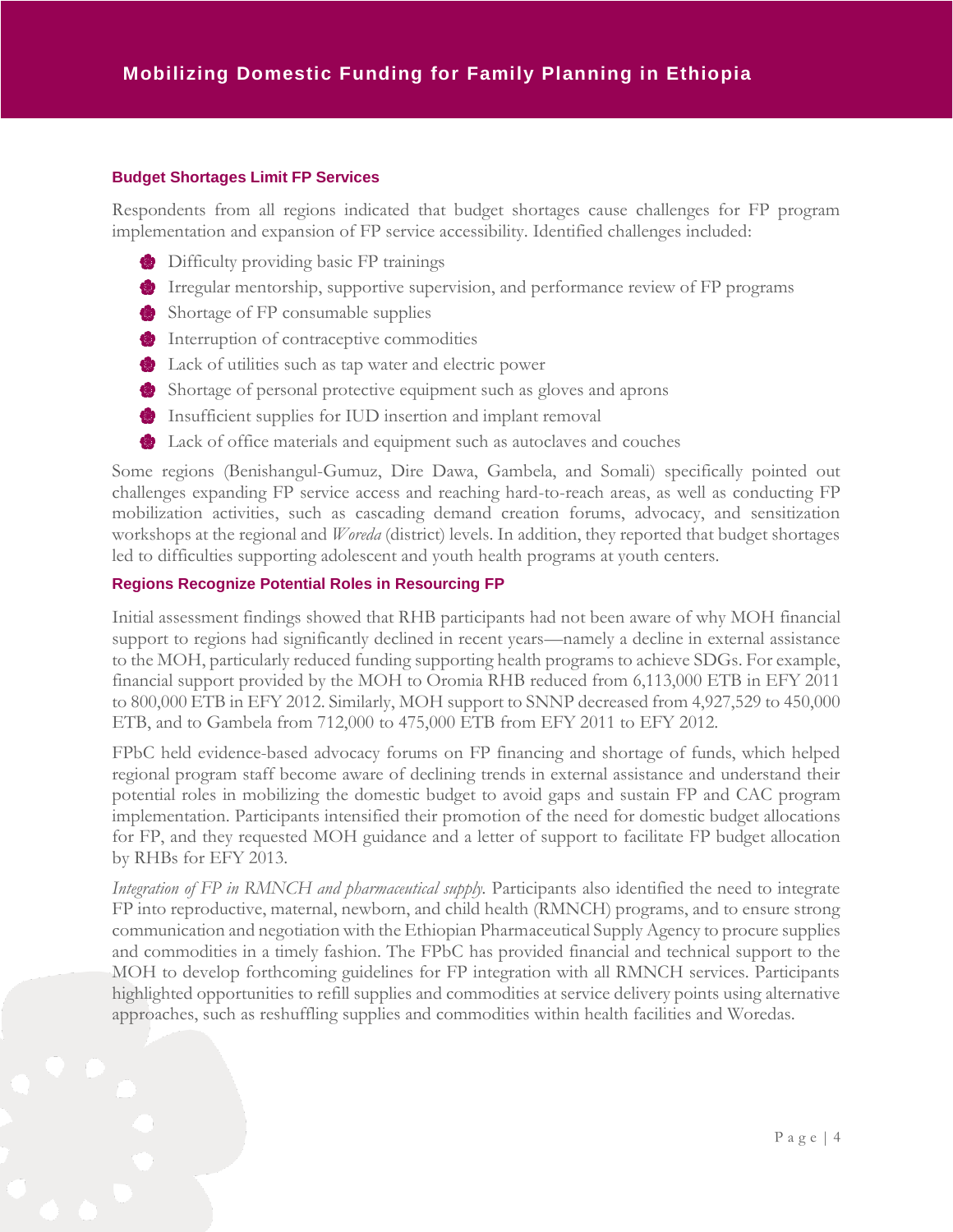### Budget Shortages Limit FP Services

Respondents from all regions indicated that budget shortages cause challenges for FP program implementation and expansion of FP service accessibility. Identified challenges included:

- Difficulty providing basic FP trainings
- Irregular mentorship, supportive supervision, and performance review of FP programs
- Shortage of FP consumable supplies
- Interruption of contraceptive commodities
- Lack of utilities such as tap water and electric power
- Shortage of personal protective equipment such as gloves and aprons
- Insufficient supplies for IUD insertion and implant removal
- Lack of office materials and equipment such as autoclaves and couches

Some regions (Benishangul-Gumuz, Dire Dawa, Gambela, and Somali) specifically pointed out challenges expanding FP service access and reaching hard-to-reach areas, as well as conducting FP mobilization activities, such as cascading demand creation forums, advocacy, and sensitization workshops at the regional and *Woreda* (district) levels. In addition, they reported that budget shortages led to difficulties supporting adolescent and youth health programs at youth centers.

### Regions Recognize Potential Roles in Resourcing FP

Initial assessment findings showed that RHB participants had not been aware of why MOH financial support to regions had significantly declined in recent years—namely a decline in external assistance to the MOH, particularly reduced funding supporting health programs to achieve SDGs. For example, financial support provided by the MOH to Oromia RHB reduced from 6,113,000 ETB in EFY 2011 to 800,000 ETB in EFY 2012. Similarly, MOH support to SNNP decreased from 4,927,529 to 450,000 ETB, and to Gambela from 712,000 to 475,000 ETB from EFY 2011 to EFY 2012.

FPbC held evidence-based advocacy forums on FP financing and shortage of funds, which helped regional program staff become aware of declining trends in external assistance and understand their potential roles in mobilizing the domestic budget to avoid gaps and sustain FP and CAC program implementation. Participants intensified their promotion of the need for domestic budget allocations for FP, and they requested MOH guidance and a letter of support to facilitate FP budget allocation by RHBs for EFY 2013.

*Integration of FP in RMNCH and pharmaceutical supply.* Participants also identified the need to integrate FP into reproductive, maternal, newborn, and child health (RMNCH) programs, and to ensure strong communication and negotiation with the Ethiopian Pharmaceutical Supply Agency to procure supplies and commodities in a timely fashion. The FPbC has provided financial and technical support to the MOH to develop forthcoming guidelines for FP integration with all RMNCH services. Participants highlighted opportunities to refill supplies and commodities at service delivery points using alternative approaches, such as reshuffling supplies and commodities within health facilities and Woredas.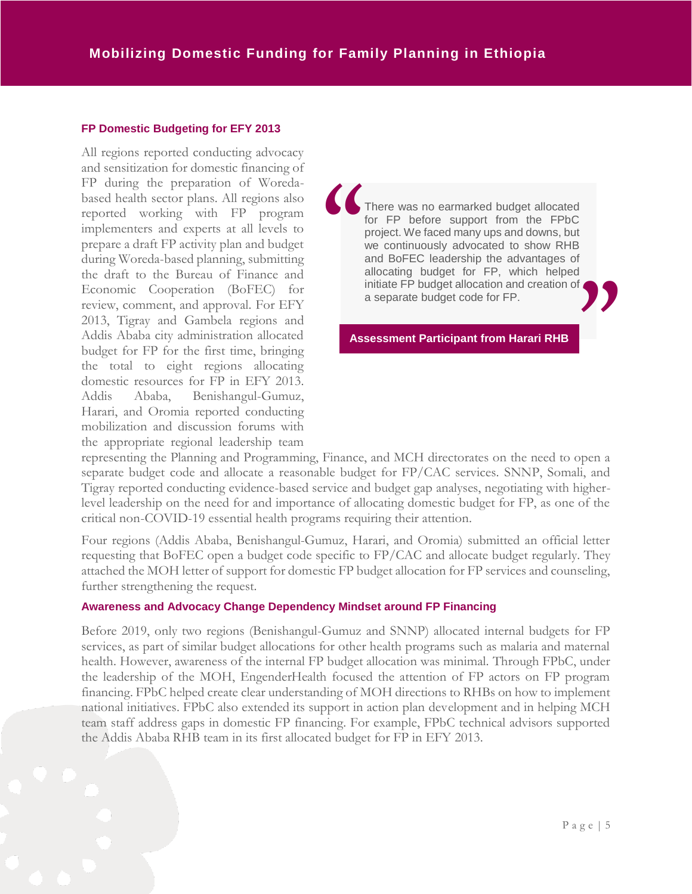## FP Domestic Budgeting for EFY 2013

All regions reported conducting advocacy and sensitization for domestic financing of FP during the preparation of Woreda-based health sector plans. All regions also reported working with FP program implementers and experts at all levels to prepare a draft FP activity plan and budget during Woreda-based planning, submitting the draft to the Bureau of Finance and Economic Cooperation (BoFEC) for review, comment, and approval. For EFY 2013, Tigray and Gambela regions and Addis Ababa city administration allocated budget for FP for the first time, bringing the total to eight regions allocating domestic resources for FP in EFY 2013. Addis Ababa, Benishangul-Gumuz, Harari, and Oromia reported conducting mobilization and discussion forums with the appropriate regional leadership team representing the Planning and Programming, Finance, and MCH directorates on the need to open a separate budget code and allocate a reasonable budget for FP/CAC services. SNNP, Somali, and Tigray reported conducting evidence-based service and budget gap analyses, negotiating with higher-level leadership on the need for and importance of allocating domestic budget for FP, as one of the critical non-COVID-19 essential health programs requiring their attention.

> "There was no earmarked budget allocated for FP before support from the FPbC project. We faced many ups and downs, but we continuously advocated to show RHB and BoFEC leadership the advantages of allocating budget for FP, which helped initiate FP budget allocation and creation of a separate budget code for FP."
>
> **Assessment Participant from Harari RHB**

Four regions (Addis Ababa, Benishangul-Gumuz, Harari, and Oromia) submitted an official letter requesting that BoFEC open a budget code specific to FP/CAC and allocate budget regularly. They attached the MOH letter of support for domestic FP budget allocation for FP services and counseling, further strengthening the request.

## Awareness and Advocacy Change Dependency Mindset around FP Financing

Before 2019, only two regions (Benishangul-Gumuz and SNNP) allocated internal budgets for FP services, as part of similar budget allocations for other health programs such as malaria and maternal health. However, awareness of the internal FP budget allocation was minimal. Through FPbC, under the leadership of the MOH, EngenderHealth focused the attention of FP actors on FP program financing. FPbC helped create clear understanding of MOH directions to RHBs on how to implement national initiatives. FPbC also extended its support in action plan development and in helping MCH team staff address gaps in domestic FP financing. For example, FPbC technical advisors supported the Addis Ababa RHB team in its first allocated budget for FP in EFY 2013.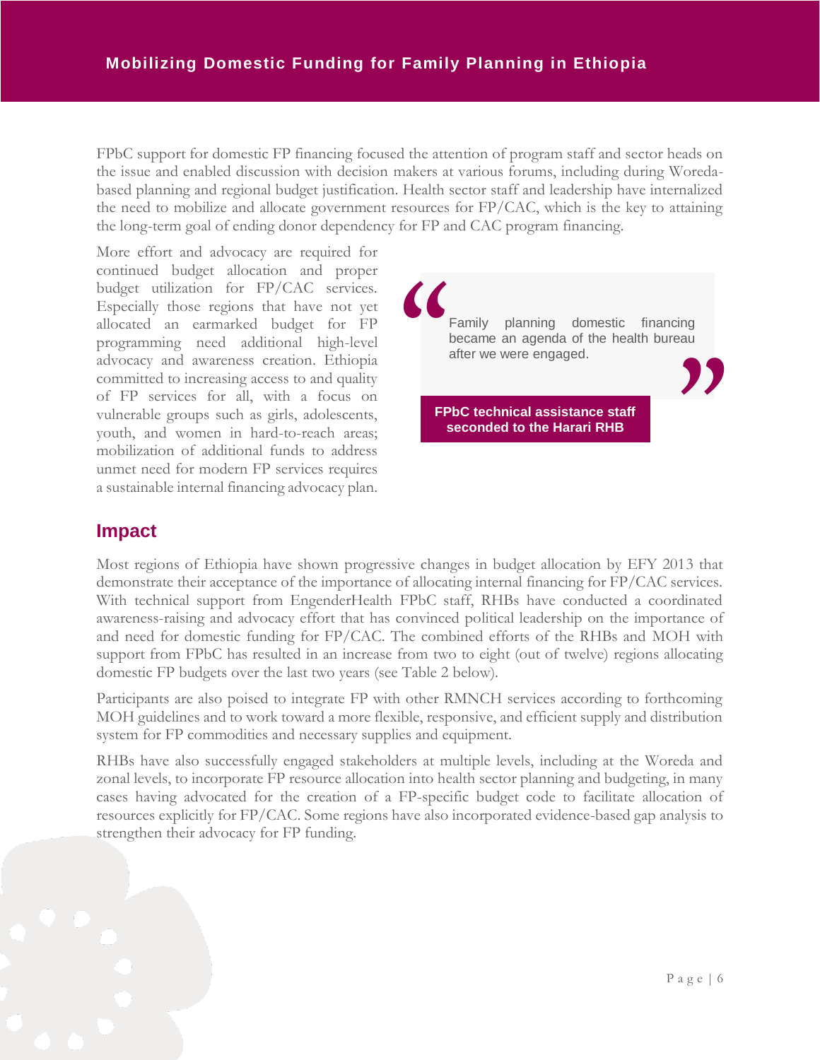FPbC support for domestic FP financing focused the attention of program staff and sector heads on the issue and enabled discussion with decision makers at various forums, including during Woreda-based planning and regional budget justification. Health sector staff and leadership have internalized the need to mobilize and allocate government resources for FP/CAC, which is the key to attaining the long-term goal of ending donor dependency for FP and CAC program financing.

More effort and advocacy are required for continued budget allocation and proper budget utilization for FP/CAC services. Especially those regions that have not yet allocated an earmarked budget for FP programming need additional high-level advocacy and awareness creation. Ethiopia committed to increasing access to and quality of FP services for all, with a focus on vulnerable groups such as girls, adolescents, youth, and women in hard-to-reach areas; mobilization of additional funds to address unmet need for modern FP services requires a sustainable internal financing advocacy plan.

> "Family planning domestic financing became an agenda of the health bureau after we were engaged."
>
> **FPbC technical assistance staff seconded to the Harari RHB**

## Impact

Most regions of Ethiopia have shown progressive changes in budget allocation by EFY 2013 that demonstrate their acceptance of the importance of allocating internal financing for FP/CAC services. With technical support from EngenderHealth FPbC staff, RHBs have conducted a coordinated awareness-raising and advocacy effort that has convinced political leadership on the importance of and need for domestic funding for FP/CAC. The combined efforts of the RHBs and MOH with support from FPbC has resulted in an increase from two to eight (out of twelve) regions allocating domestic FP budgets over the last two years (see Table 2 below).

Participants are also poised to integrate FP with other RMNCH services according to forthcoming MOH guidelines and to work toward a more flexible, responsive, and efficient supply and distribution system for FP commodities and necessary supplies and equipment.

RHBs have also successfully engaged stakeholders at multiple levels, including at the Woreda and zonal levels, to incorporate FP resource allocation into health sector planning and budgeting, in many cases having advocated for the creation of a FP-specific budget code to facilitate allocation of resources explicitly for FP/CAC. Some regions have also incorporated evidence-based gap analysis to strengthen their advocacy for FP funding.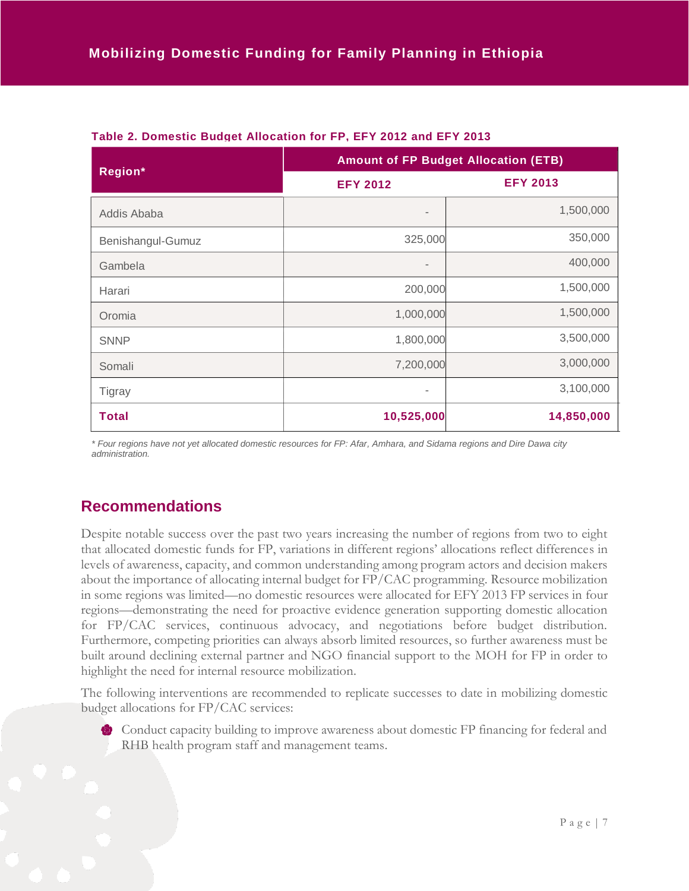**Table 2. Domestic Budget Allocation for FP, EFY 2012 and EFY 2013**

| Region* | Amount of FP Budget Allocation (ETB) | |
|---|---|---|
| | EFY 2012 | EFY 2013 |
| Addis Ababa | - | 1,500,000 |
| Benishangul-Gumuz | 325,000 | 350,000 |
| Gambela | - | 400,000 |
| Harari | 200,000 | 1,500,000 |
| Oromia | 1,000,000 | 1,500,000 |
| SNNP | 1,800,000 | 3,500,000 |
| Somali | 7,200,000 | 3,000,000 |
| Tigray | - | 3,100,000 |
| **Total** | **10,525,000** | **14,850,000** |

*\* Four regions have not yet allocated domestic resources for FP: Afar, Amhara, and Sidama regions and Dire Dawa city administration.*

## Recommendations

Despite notable success over the past two years increasing the number of regions from two to eight that allocated domestic funds for FP, variations in different regions' allocations reflect differences in levels of awareness, capacity, and common understanding among program actors and decision makers about the importance of allocating internal budget for FP/CAC programming. Resource mobilization in some regions was limited—no domestic resources were allocated for EFY 2013 FP services in four regions—demonstrating the need for proactive evidence generation supporting domestic allocation for FP/CAC services, continuous advocacy, and negotiations before budget distribution. Furthermore, competing priorities can always absorb limited resources, so further awareness must be built around declining external partner and NGO financial support to the MOH for FP in order to highlight the need for internal resource mobilization.

The following interventions are recommended to replicate successes to date in mobilizing domestic budget allocations for FP/CAC services:

- Conduct capacity building to improve awareness about domestic FP financing for federal and RHB health program staff and management teams.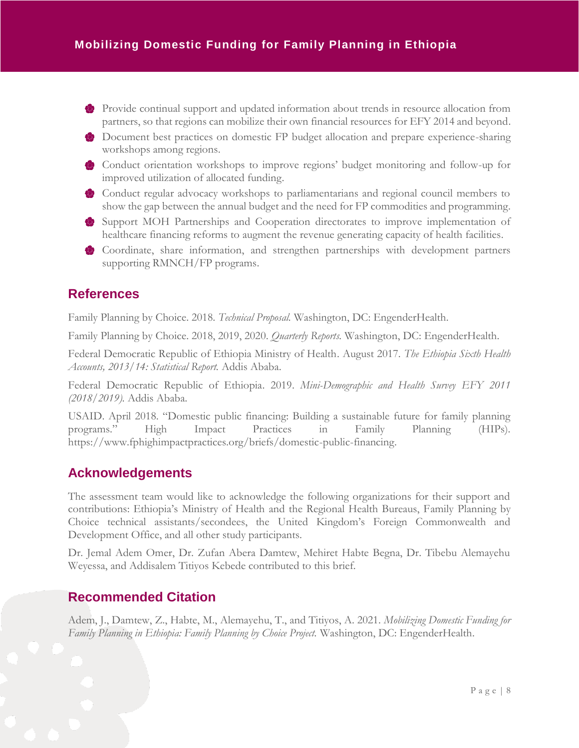- Provide continual support and updated information about trends in resource allocation from partners, so that regions can mobilize their own financial resources for EFY 2014 and beyond.
- Document best practices on domestic FP budget allocation and prepare experience-sharing workshops among regions.
- Conduct orientation workshops to improve regions' budget monitoring and follow-up for improved utilization of allocated funding.
- Conduct regular advocacy workshops to parliamentarians and regional council members to show the gap between the annual budget and the need for FP commodities and programming.
- Support MOH Partnerships and Cooperation directorates to improve implementation of healthcare financing reforms to augment the revenue generating capacity of health facilities.
- Coordinate, share information, and strengthen partnerships with development partners supporting RMNCH/FP programs.

## References

Family Planning by Choice. 2018. *Technical Proposal.* Washington, DC: EngenderHealth.

Family Planning by Choice. 2018, 2019, 2020. *Quarterly Reports.* Washington, DC: EngenderHealth.

Federal Democratic Republic of Ethiopia Ministry of Health. August 2017. *The Ethiopia Sixth Health Accounts, 2013/14: Statistical Report.* Addis Ababa.

Federal Democratic Republic of Ethiopia. 2019. *Mini-Demographic and Health Survey EFY 2011 (2018/2019).* Addis Ababa.

USAID. April 2018. "Domestic public financing: Building a sustainable future for family planning programs." High Impact Practices in Family Planning (HIPs). https://www.fphighimpactpractices.org/briefs/domestic-public-financing.

## Acknowledgements

The assessment team would like to acknowledge the following organizations for their support and contributions: Ethiopia's Ministry of Health and the Regional Health Bureaus, Family Planning by Choice technical assistants/secondees, the United Kingdom's Foreign Commonwealth and Development Office, and all other study participants.

Dr. Jemal Adem Omer, Dr. Zufan Abera Damtew, Mehiret Habte Begna, Dr. Tibebu Alemayehu Weyessa, and Addisalem Titiyos Kebede contributed to this brief.

## Recommended Citation

Adem, J., Damtew, Z., Habte, M., Alemayehu, T., and Titiyos, A. 2021. *Mobilizing Domestic Funding for Family Planning in Ethiopia: Family Planning by Choice Project.* Washington, DC: EngenderHealth.